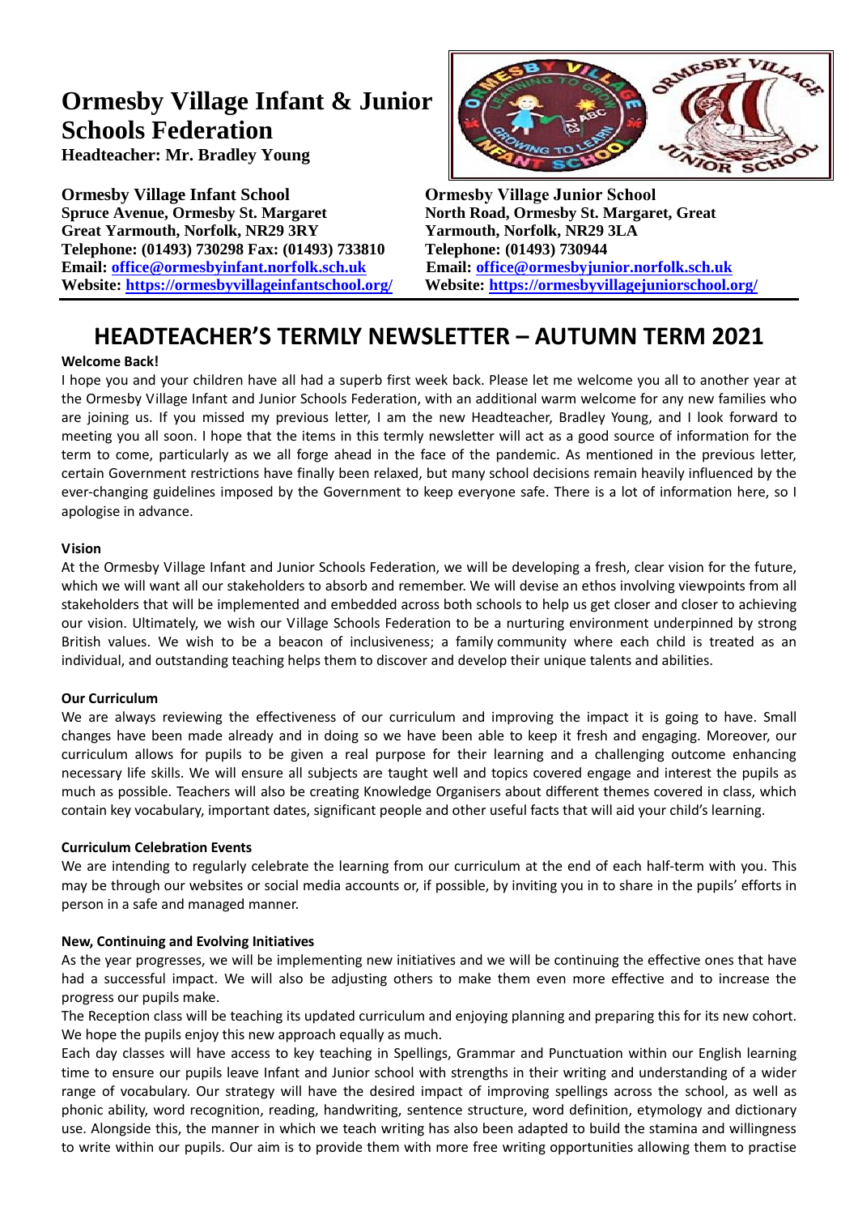# Ormesby Village Infant & Junior Schools Federation

**Headteacher: Mr. Bradley Young**

**Ormesby Village Infant School**
**Spruce Avenue, Ormesby St. Margaret**
**Great Yarmouth, Norfolk, NR29 3RY**
**Telephone: (01493) 730298 Fax: (01493) 733810**
**Email: office@ormesbyinfant.norfolk.sch.uk**
**Website: https://ormesbyvillageinfantschool.org/**

**Ormesby Village Junior School**
**North Road, Ormesby St. Margaret, Great Yarmouth, Norfolk, NR29 3LA**
**Telephone: (01493) 730944**
**Email: office@ormesbyjunior.norfolk.sch.uk**
**Website: https://ormesbyvillagejuniorschool.org/**

## HEADTEACHER'S TERMLY NEWSLETTER – AUTUMN TERM 2021

**Welcome Back!**

I hope you and your children have all had a superb first week back. Please let me welcome you all to another year at the Ormesby Village Infant and Junior Schools Federation, with an additional warm welcome for any new families who are joining us. If you missed my previous letter, I am the new Headteacher, Bradley Young, and I look forward to meeting you all soon. I hope that the items in this termly newsletter will act as a good source of information for the term to come, particularly as we all forge ahead in the face of the pandemic. As mentioned in the previous letter, certain Government restrictions have finally been relaxed, but many school decisions remain heavily influenced by the ever-changing guidelines imposed by the Government to keep everyone safe. There is a lot of information here, so I apologise in advance.

**Vision**

At the Ormesby Village Infant and Junior Schools Federation, we will be developing a fresh, clear vision for the future, which we will want all our stakeholders to absorb and remember. We will devise an ethos involving viewpoints from all stakeholders that will be implemented and embedded across both schools to help us get closer and closer to achieving our vision. Ultimately, we wish our Village Schools Federation to be a nurturing environment underpinned by strong British values. We wish to be a beacon of inclusiveness; a family community where each child is treated as an individual, and outstanding teaching helps them to discover and develop their unique talents and abilities.

**Our Curriculum**

We are always reviewing the effectiveness of our curriculum and improving the impact it is going to have. Small changes have been made already and in doing so we have been able to keep it fresh and engaging. Moreover, our curriculum allows for pupils to be given a real purpose for their learning and a challenging outcome enhancing necessary life skills. We will ensure all subjects are taught well and topics covered engage and interest the pupils as much as possible. Teachers will also be creating Knowledge Organisers about different themes covered in class, which contain key vocabulary, important dates, significant people and other useful facts that will aid your child's learning.

**Curriculum Celebration Events**

We are intending to regularly celebrate the learning from our curriculum at the end of each half-term with you. This may be through our websites or social media accounts or, if possible, by inviting you in to share in the pupils' efforts in person in a safe and managed manner.

**New, Continuing and Evolving Initiatives**

As the year progresses, we will be implementing new initiatives and we will be continuing the effective ones that have had a successful impact. We will also be adjusting others to make them even more effective and to increase the progress our pupils make.

The Reception class will be teaching its updated curriculum and enjoying planning and preparing this for its new cohort. We hope the pupils enjoy this new approach equally as much.

Each day classes will have access to key teaching in Spellings, Grammar and Punctuation within our English learning time to ensure our pupils leave Infant and Junior school with strengths in their writing and understanding of a wider range of vocabulary. Our strategy will have the desired impact of improving spellings across the school, as well as phonic ability, word recognition, reading, handwriting, sentence structure, word definition, etymology and dictionary use. Alongside this, the manner in which we teach writing has also been adapted to build the stamina and willingness to write within our pupils. Our aim is to provide them with more free writing opportunities allowing them to practise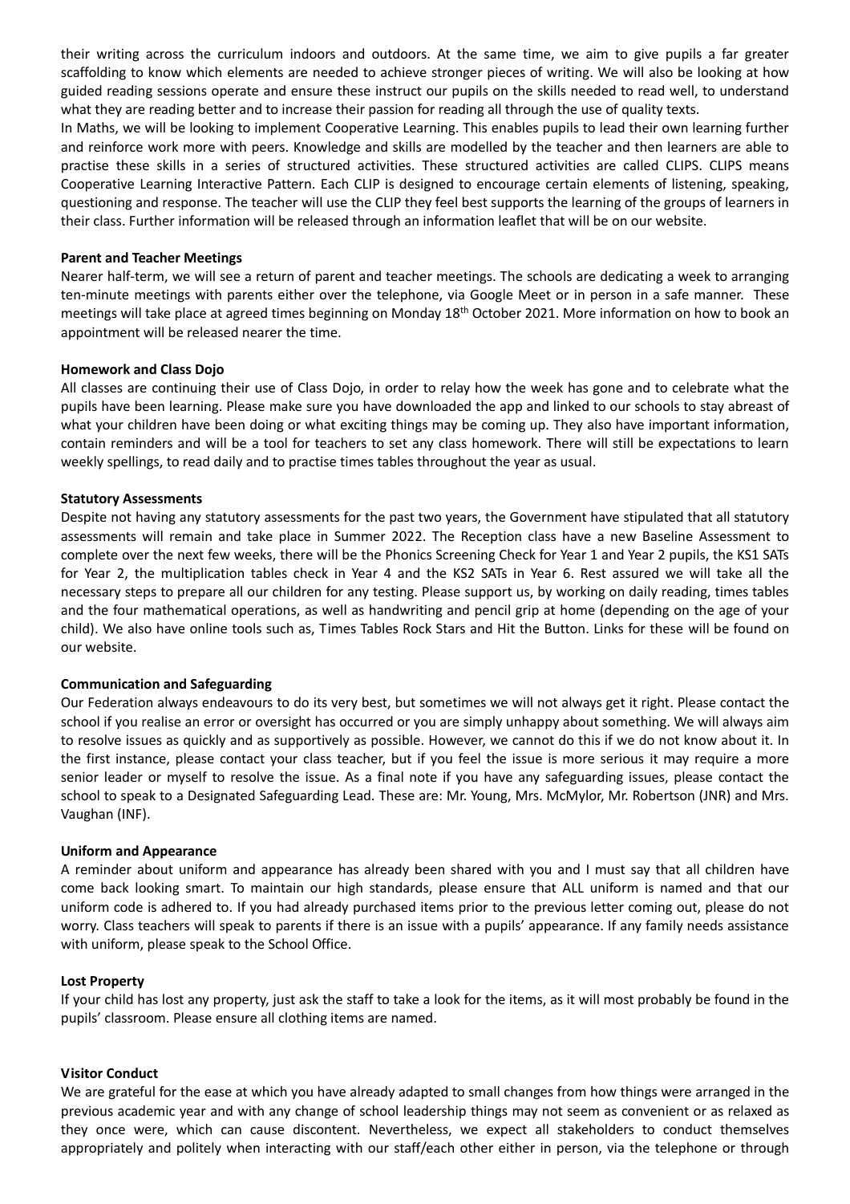their writing across the curriculum indoors and outdoors. At the same time, we aim to give pupils a far greater scaffolding to know which elements are needed to achieve stronger pieces of writing. We will also be looking at how guided reading sessions operate and ensure these instruct our pupils on the skills needed to read well, to understand what they are reading better and to increase their passion for reading all through the use of quality texts.

In Maths, we will be looking to implement Cooperative Learning. This enables pupils to lead their own learning further and reinforce work more with peers. Knowledge and skills are modelled by the teacher and then learners are able to practise these skills in a series of structured activities. These structured activities are called CLIPS. CLIPS means Cooperative Learning Interactive Pattern. Each CLIP is designed to encourage certain elements of listening, speaking, questioning and response. The teacher will use the CLIP they feel best supports the learning of the groups of learners in their class. Further information will be released through an information leaflet that will be on our website.

**Parent and Teacher Meetings**

Nearer half-term, we will see a return of parent and teacher meetings. The schools are dedicating a week to arranging ten-minute meetings with parents either over the telephone, via Google Meet or in person in a safe manner. These meetings will take place at agreed times beginning on Monday 18th October 2021. More information on how to book an appointment will be released nearer the time.

**Homework and Class Dojo**

All classes are continuing their use of Class Dojo, in order to relay how the week has gone and to celebrate what the pupils have been learning. Please make sure you have downloaded the app and linked to our schools to stay abreast of what your children have been doing or what exciting things may be coming up. They also have important information, contain reminders and will be a tool for teachers to set any class homework. There will still be expectations to learn weekly spellings, to read daily and to practise times tables throughout the year as usual.

**Statutory Assessments**

Despite not having any statutory assessments for the past two years, the Government have stipulated that all statutory assessments will remain and take place in Summer 2022. The Reception class have a new Baseline Assessment to complete over the next few weeks, there will be the Phonics Screening Check for Year 1 and Year 2 pupils, the KS1 SATs for Year 2, the multiplication tables check in Year 4 and the KS2 SATs in Year 6. Rest assured we will take all the necessary steps to prepare all our children for any testing. Please support us, by working on daily reading, times tables and the four mathematical operations, as well as handwriting and pencil grip at home (depending on the age of your child). We also have online tools such as, Times Tables Rock Stars and Hit the Button. Links for these will be found on our website.

**Communication and Safeguarding**

Our Federation always endeavours to do its very best, but sometimes we will not always get it right. Please contact the school if you realise an error or oversight has occurred or you are simply unhappy about something. We will always aim to resolve issues as quickly and as supportively as possible. However, we cannot do this if we do not know about it. In the first instance, please contact your class teacher, but if you feel the issue is more serious it may require a more senior leader or myself to resolve the issue. As a final note if you have any safeguarding issues, please contact the school to speak to a Designated Safeguarding Lead. These are: Mr. Young, Mrs. McMylor, Mr. Robertson (JNR) and Mrs. Vaughan (INF).

**Uniform and Appearance**

A reminder about uniform and appearance has already been shared with you and I must say that all children have come back looking smart. To maintain our high standards, please ensure that ALL uniform is named and that our uniform code is adhered to. If you had already purchased items prior to the previous letter coming out, please do not worry. Class teachers will speak to parents if there is an issue with a pupils' appearance. If any family needs assistance with uniform, please speak to the School Office.

**Lost Property**

If your child has lost any property, just ask the staff to take a look for the items, as it will most probably be found in the pupils' classroom. Please ensure all clothing items are named.

**Visitor Conduct**

We are grateful for the ease at which you have already adapted to small changes from how things were arranged in the previous academic year and with any change of school leadership things may not seem as convenient or as relaxed as they once were, which can cause discontent. Nevertheless, we expect all stakeholders to conduct themselves appropriately and politely when interacting with our staff/each other either in person, via the telephone or through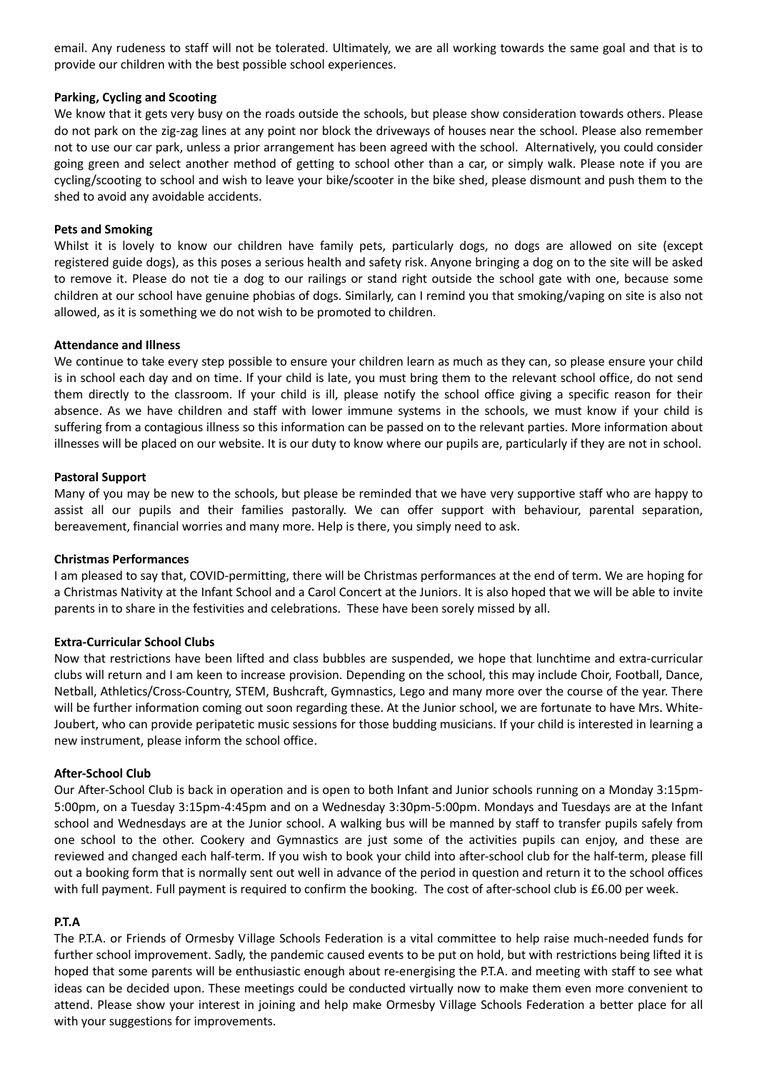email. Any rudeness to staff will not be tolerated. Ultimately, we are all working towards the same goal and that is to provide our children with the best possible school experiences.

**Parking, Cycling and Scooting**

We know that it gets very busy on the roads outside the schools, but please show consideration towards others. Please do not park on the zig-zag lines at any point nor block the driveways of houses near the school. Please also remember not to use our car park, unless a prior arrangement has been agreed with the school. Alternatively, you could consider going green and select another method of getting to school other than a car, or simply walk. Please note if you are cycling/scooting to school and wish to leave your bike/scooter in the bike shed, please dismount and push them to the shed to avoid any avoidable accidents.

**Pets and Smoking**

Whilst it is lovely to know our children have family pets, particularly dogs, no dogs are allowed on site (except registered guide dogs), as this poses a serious health and safety risk. Anyone bringing a dog on to the site will be asked to remove it. Please do not tie a dog to our railings or stand right outside the school gate with one, because some children at our school have genuine phobias of dogs. Similarly, can I remind you that smoking/vaping on site is also not allowed, as it is something we do not wish to be promoted to children.

**Attendance and Illness**

We continue to take every step possible to ensure your children learn as much as they can, so please ensure your child is in school each day and on time. If your child is late, you must bring them to the relevant school office, do not send them directly to the classroom. If your child is ill, please notify the school office giving a specific reason for their absence. As we have children and staff with lower immune systems in the schools, we must know if your child is suffering from a contagious illness so this information can be passed on to the relevant parties. More information about illnesses will be placed on our website. It is our duty to know where our pupils are, particularly if they are not in school.

**Pastoral Support**

Many of you may be new to the schools, but please be reminded that we have very supportive staff who are happy to assist all our pupils and their families pastorally. We can offer support with behaviour, parental separation, bereavement, financial worries and many more. Help is there, you simply need to ask.

**Christmas Performances**

I am pleased to say that, COVID-permitting, there will be Christmas performances at the end of term. We are hoping for a Christmas Nativity at the Infant School and a Carol Concert at the Juniors. It is also hoped that we will be able to invite parents in to share in the festivities and celebrations. These have been sorely missed by all.

**Extra-Curricular School Clubs**

Now that restrictions have been lifted and class bubbles are suspended, we hope that lunchtime and extra-curricular clubs will return and I am keen to increase provision. Depending on the school, this may include Choir, Football, Dance, Netball, Athletics/Cross-Country, STEM, Bushcraft, Gymnastics, Lego and many more over the course of the year. There will be further information coming out soon regarding these. At the Junior school, we are fortunate to have Mrs. White-Joubert, who can provide peripatetic music sessions for those budding musicians. If your child is interested in learning a new instrument, please inform the school office.

**After-School Club**

Our After-School Club is back in operation and is open to both Infant and Junior schools running on a Monday 3:15pm-5:00pm, on a Tuesday 3:15pm-4:45pm and on a Wednesday 3:30pm-5:00pm. Mondays and Tuesdays are at the Infant school and Wednesdays are at the Junior school. A walking bus will be manned by staff to transfer pupils safely from one school to the other. Cookery and Gymnastics are just some of the activities pupils can enjoy, and these are reviewed and changed each half-term. If you wish to book your child into after-school club for the half-term, please fill out a booking form that is normally sent out well in advance of the period in question and return it to the school offices with full payment. Full payment is required to confirm the booking. The cost of after-school club is £6.00 per week.

**P.T.A**

The P.T.A. or Friends of Ormesby Village Schools Federation is a vital committee to help raise much-needed funds for further school improvement. Sadly, the pandemic caused events to be put on hold, but with restrictions being lifted it is hoped that some parents will be enthusiastic enough about re-energising the P.T.A. and meeting with staff to see what ideas can be decided upon. These meetings could be conducted virtually now to make them even more convenient to attend. Please show your interest in joining and help make Ormesby Village Schools Federation a better place for all with your suggestions for improvements.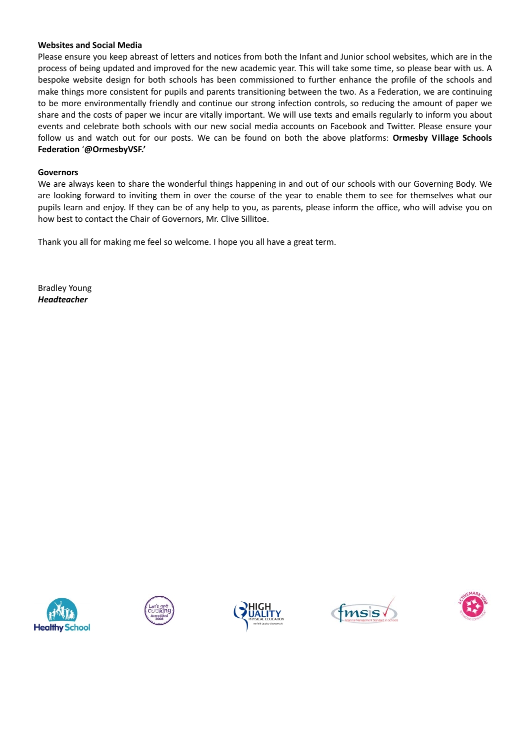**Websites and Social Media**

Please ensure you keep abreast of letters and notices from both the Infant and Junior school websites, which are in the process of being updated and improved for the new academic year. This will take some time, so please bear with us. A bespoke website design for both schools has been commissioned to further enhance the profile of the schools and make things more consistent for pupils and parents transitioning between the two. As a Federation, we are continuing to be more environmentally friendly and continue our strong infection controls, so reducing the amount of paper we share and the costs of paper we incur are vitally important. We will use texts and emails regularly to inform you about events and celebrate both schools with our new social media accounts on Facebook and Twitter. Please ensure your follow us and watch out for our posts. We can be found on both the above platforms: **Ormesby Village Schools Federation '@OrmesbyVSF.'**

**Governors**

We are always keen to share the wonderful things happening in and out of our schools with our Governing Body. We are looking forward to inviting them in over the course of the year to enable them to see for themselves what our pupils learn and enjoy. If they can be of any help to you, as parents, please inform the office, who will advise you on how best to contact the Chair of Governors, Mr. Clive Sillitoe.

Thank you all for making me feel so welcome. I hope you all have a great term.

Bradley Young
***Headteacher***